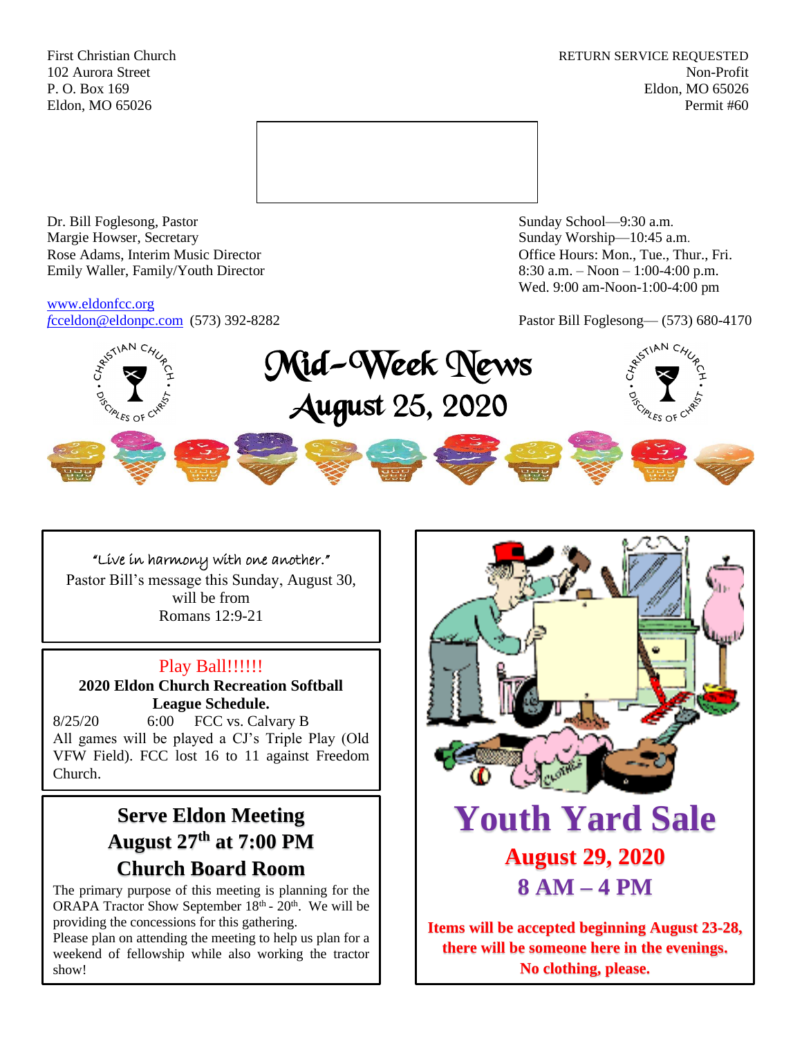First Christian Church
102 Aurora Street
P. O. Box 169
Eldon, MO 65026

RETURN SERVICE REQUESTED
Non-Profit
Eldon, MO 65026
Permit #60

Dr. Bill Foglesong, Pastor
Margie Howser, Secretary
Rose Adams, Interim Music Director
Emily Waller, Family/Youth Director

www.eldonfcc.org
fcceldon@eldonpc.com (573) 392-8282

Sunday School—9:30 a.m.
Sunday Worship—10:45 a.m.
Office Hours: Mon., Tue., Thur., Fri.
8:30 a.m. – Noon – 1:00-4:00 p.m.
Wed. 9:00 am-Noon-1:00-4:00 pm

Pastor Bill Foglesong— (573) 680-4170

# Mid-Week News
## August 25, 2020

"Live in harmony with one another."
Pastor Bill's message this Sunday, August 30, will be from
Romans 12:9-21

### Play Ball!!!!!!

**2020 Eldon Church Recreation Softball League Schedule.**

8/25/20 6:00 FCC vs. Calvary B

All games will be played a CJ's Triple Play (Old VFW Field). FCC lost 16 to 11 against Freedom Church.

### Serve Eldon Meeting
### August 27th at 7:00 PM
### Church Board Room

The primary purpose of this meeting is planning for the ORAPA Tractor Show September 18th - 20th. We will be providing the concessions for this gathering.
Please plan on attending the meeting to help us plan for a weekend of fellowship while also working the tractor show!

## Youth Yard Sale

**August 29, 2020**

**8 AM – 4 PM**

**Items will be accepted beginning August 23-28, there will be someone here in the evenings. No clothing, please.**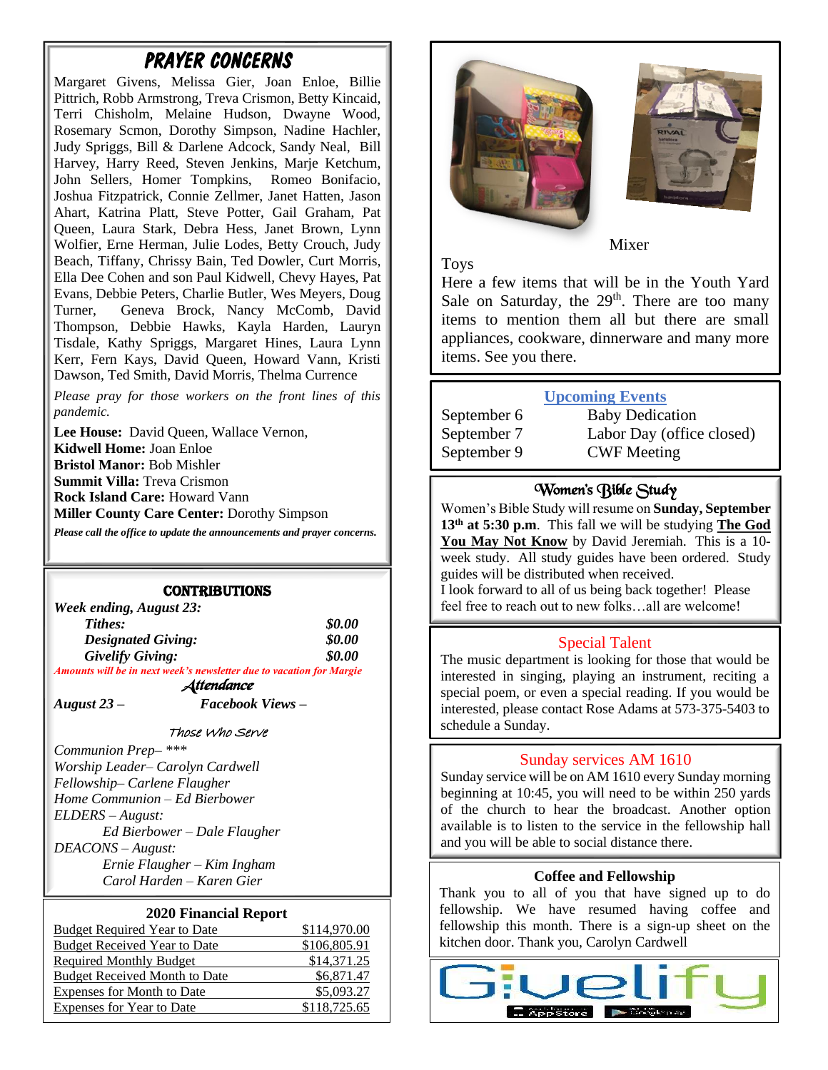## PRAYER CONCERNS

Margaret Givens, Melissa Gier, Joan Enloe, Billie Pittrich, Robb Armstrong, Treva Crismon, Betty Kincaid, Terri Chisholm, Melaine Hudson, Dwayne Wood, Rosemary Scmon, Dorothy Simpson, Nadine Hachler, Judy Spriggs, Bill & Darlene Adcock, Sandy Neal, Bill Harvey, Harry Reed, Steven Jenkins, Marje Ketchum, John Sellers, Homer Tompkins, Romeo Bonifacio, Joshua Fitzpatrick, Connie Zellmer, Janet Hatten, Jason Ahart, Katrina Platt, Steve Potter, Gail Graham, Pat Queen, Laura Stark, Debra Hess, Janet Brown, Lynn Wolfier, Erne Herman, Julie Lodes, Betty Crouch, Judy Beach, Tiffany, Chrissy Bain, Ted Dowler, Curt Morris, Ella Dee Cohen and son Paul Kidwell, Chevy Hayes, Pat Evans, Debbie Peters, Charlie Butler, Wes Meyers, Doug Turner, Geneva Brock, Nancy McComb, David Thompson, Debbie Hawks, Kayla Harden, Lauryn Tisdale, Kathy Spriggs, Margaret Hines, Laura Lynn Kerr, Fern Kays, David Queen, Howard Vann, Kristi Dawson, Ted Smith, David Morris, Thelma Currence

*Please pray for those workers on the front lines of this pandemic.*

**Lee House:** David Queen, Wallace Vernon,
**Kidwell Home:** Joan Enloe
**Bristol Manor:** Bob Mishler
**Summit Villa:** Treva Crismon
**Rock Island Care:** Howard Vann
**Miller County Care Center:** Dorothy Simpson

***Please call the office to update the announcements and prayer concerns.***

## CONTRIBUTIONS

***Week ending, August 23:***

| | |
|---|---|
| ***Tithes:*** | ***$0.00*** |
| ***Designated Giving:*** | ***$0.00*** |
| ***Givelify Giving:*** | ***$0.00*** |

***Amounts will be in next week's newsletter due to vacation for Margie***

### *Attendance*

***August 23 –*** ***Facebook Views –***

*Those Who Serve*

*Communion Prep– \*\*\**
*Worship Leader– Carolyn Cardwell*
*Fellowship– Carlene Flaugher*
*Home Communion – Ed Bierbower*
*ELDERS – August:*
*Ed Bierbower – Dale Flaugher*
*DEACONS – August:*
*Ernie Flaugher – Kim Ingham*
*Carol Harden – Karen Gier*

### 2020 Financial Report

| | |
|---|---|
| Budget Required Year to Date | $114,970.00 |
| Budget Received Year to Date | $106,805.91 |
| Required Monthly Budget | $14,371.25 |
| Budget Received Month to Date | $6,871.47 |
| Expenses for Month to Date | $5,093.27 |
| Expenses for Year to Date | $118,725.65 |

Mixer

Toys

Here a few items that will be in the Youth Yard Sale on Saturday, the 29th. There are too many items to mention them all but there are small appliances, cookware, dinnerware and many more items. See you there.

### Upcoming Events

| | |
|---|---|
| September 6 | Baby Dedication |
| September 7 | Labor Day (office closed) |
| September 9 | CWF Meeting |

### Women's Bible Study

Women's Bible Study will resume on **Sunday, September 13th at 5:30 p.m**. This fall we will be studying **The God You May Not Know** by David Jeremiah. This is a 10-week study. All study guides have been ordered. Study guides will be distributed when received.
I look forward to all of us being back together! Please feel free to reach out to new folks…all are welcome!

### Special Talent

The music department is looking for those that would be interested in singing, playing an instrument, reciting a special poem, or even a special reading. If you would be interested, please contact Rose Adams at 573-375-5403 to schedule a Sunday.

### Sunday services AM 1610

Sunday service will be on AM 1610 every Sunday morning beginning at 10:45, you will need to be within 250 yards of the church to hear the broadcast. Another option available is to listen to the service in the fellowship hall and you will be able to social distance there.

### Coffee and Fellowship

Thank you to all of you that have signed up to do fellowship. We have resumed having coffee and fellowship this month. There is a sign-up sheet on the kitchen door. Thank you, Carolyn Cardwell

Givelify